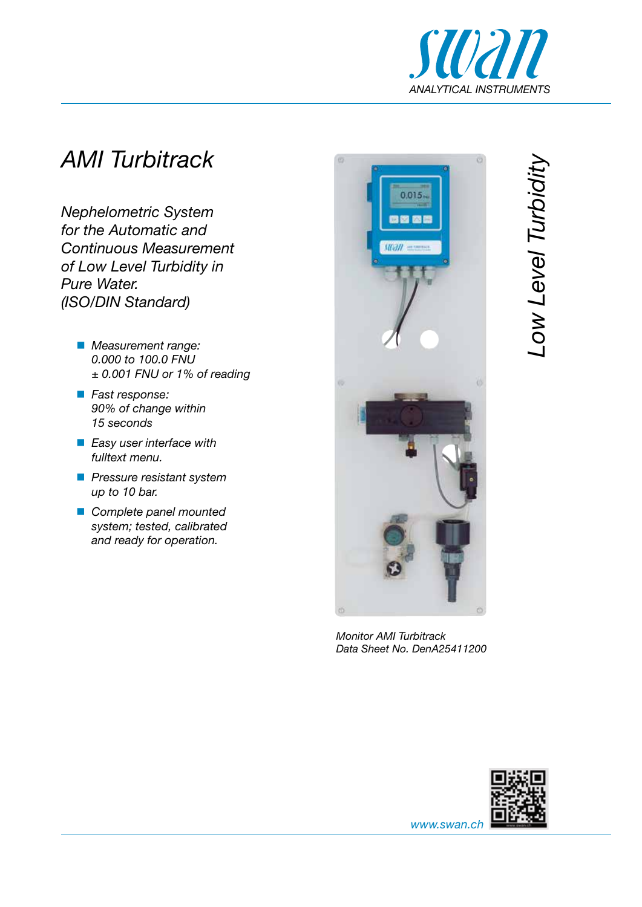swan
ANALYTICAL INSTRUMENTS

# AMI Turbitrack

*Nephelometric System for the Automatic and Continuous Measurement of Low Level Turbidity in Pure Water. (ISO/DIN Standard)*

- *Measurement range: 0.000 to 100.0 FNU ± 0.001 FNU or 1% of reading*
- *Fast response: 90% of change within 15 seconds*
- *Easy user interface with fulltext menu.*
- *Pressure resistant system up to 10 bar.*
- *Complete panel mounted system; tested, calibrated and ready for operation.*

*Monitor AMI Turbitrack*
*Data Sheet No. DenA25411200*

*Low Level Turbidity*

www.swan.ch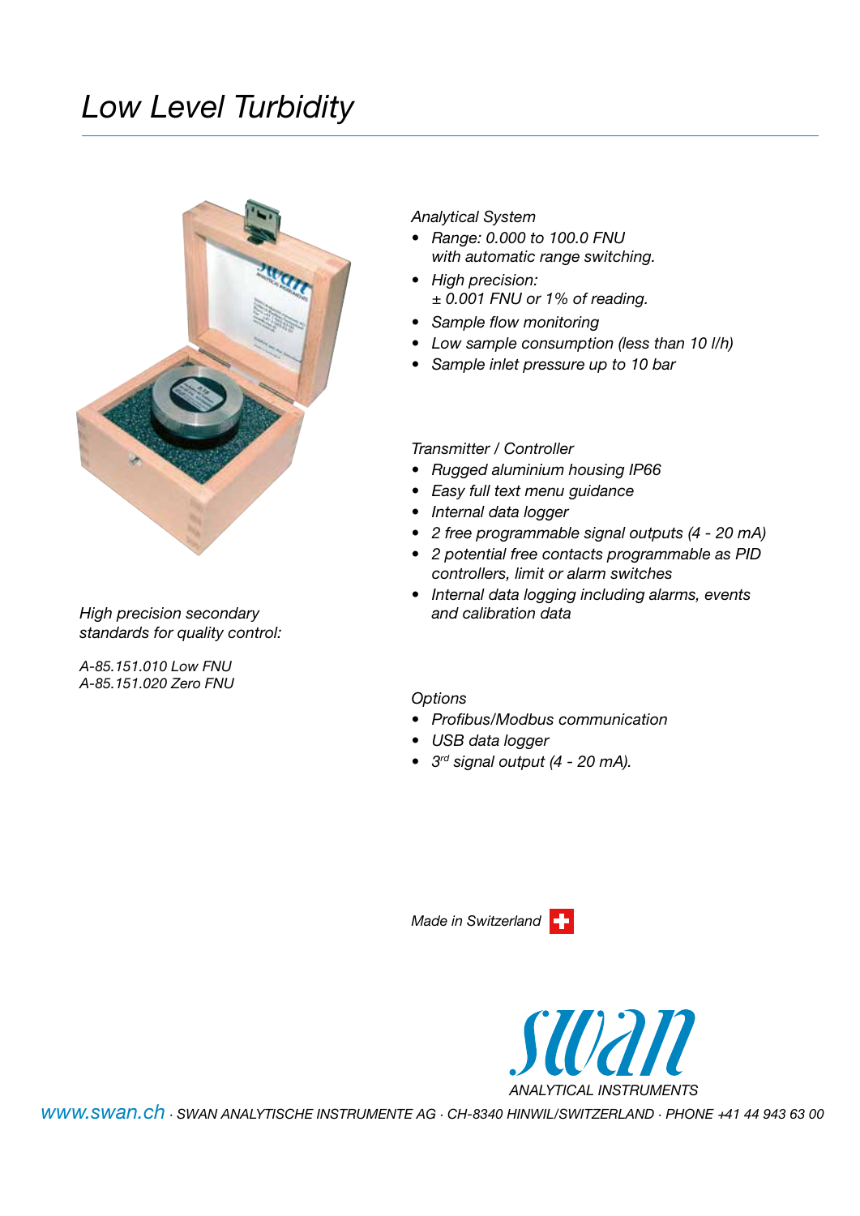# *Low Level Turbidity*

*High precision secondary standards for quality control:*

*A-85.151.010 Low FNU*
*A-85.151.020 Zero FNU*

*Analytical System*

- *Range: 0.000 to 100.0 FNU with automatic range switching.*
- *High precision: ± 0.001 FNU or 1% of reading.*
- *Sample flow monitoring*
- *Low sample consumption (less than 10 l/h)*
- *Sample inlet pressure up to 10 bar*

*Transmitter / Controller*

- *Rugged aluminium housing IP66*
- *Easy full text menu guidance*
- *Internal data logger*
- *2 free programmable signal outputs (4 - 20 mA)*
- *2 potential free contacts programmable as PID controllers, limit or alarm switches*
- *Internal data logging including alarms, events and calibration data*

*Options*

- *Profibus/Modbus communication*
- *USB data logger*
- *3rd signal output (4 - 20 mA).*

*Made in Switzerland*

swan
ANALYTICAL INSTRUMENTS

www.swan.ch · SWAN ANALYTISCHE INSTRUMENTE AG · CH-8340 HINWIL/SWITZERLAND · PHONE +41 44 943 63 00